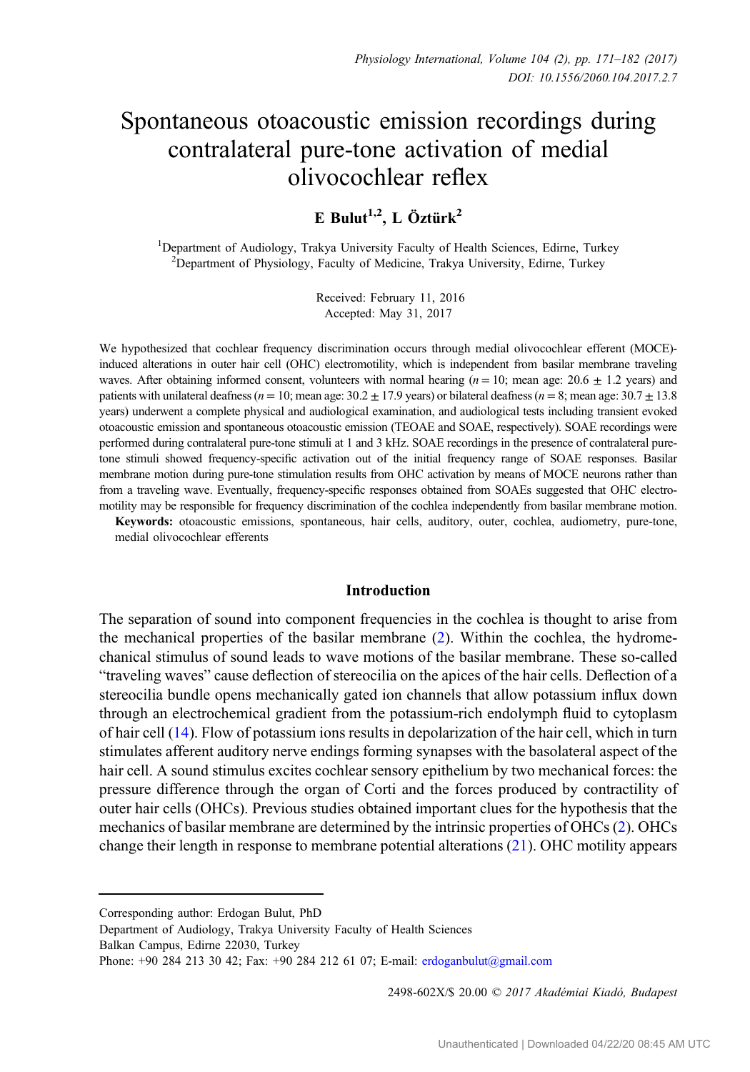# Spontaneous otoacoustic emission recordings during contralateral pure-tone activation of medial olivocochlear reflex

**E Bulut[1,2], L Öztürk[2]**

[1]Department of Audiology, Trakya University Faculty of Health Sciences, Edirne, Turkey
[2]Department of Physiology, Faculty of Medicine, Trakya University, Edirne, Turkey

Received: February 11, 2016
Accepted: May 31, 2017

We hypothesized that cochlear frequency discrimination occurs through medial olivocochlear efferent (MOCE)-induced alterations in outer hair cell (OHC) electromotility, which is independent from basilar membrane traveling waves. After obtaining informed consent, volunteers with normal hearing ($n = 10$; mean age: $20.6 \pm 1.2$ years) and patients with unilateral deafness ($n = 10$; mean age: $30.2 \pm 17.9$ years) or bilateral deafness ($n = 8$; mean age: $30.7 \pm 13.8$ years) underwent a complete physical and audiological examination, and audiological tests including transient evoked otoacoustic emission and spontaneous otoacoustic emission (TEOAE and SOAE, respectively). SOAE recordings were performed during contralateral pure-tone stimuli at 1 and 3 kHz. SOAE recordings in the presence of contralateral pure-tone stimuli showed frequency-specific activation out of the initial frequency range of SOAE responses. Basilar membrane motion during pure-tone stimulation results from OHC activation by means of MOCE neurons rather than from a traveling wave. Eventually, frequency-specific responses obtained from SOAEs suggested that OHC electromotility may be responsible for frequency discrimination of the cochlea independently from basilar membrane motion.

**Keywords:** otoacoustic emissions, spontaneous, hair cells, auditory, outer, cochlea, audiometry, pure-tone, medial olivocochlear efferents

## Introduction

The separation of sound into component frequencies in the cochlea is thought to arise from the mechanical properties of the basilar membrane (2). Within the cochlea, the hydromechanical stimulus of sound leads to wave motions of the basilar membrane. These so-called "traveling waves" cause deflection of stereocilia on the apices of the hair cells. Deflection of a stereocilia bundle opens mechanically gated ion channels that allow potassium influx down through an electrochemical gradient from the potassium-rich endolymph fluid to cytoplasm of hair cell (14). Flow of potassium ions results in depolarization of the hair cell, which in turn stimulates afferent auditory nerve endings forming synapses with the basolateral aspect of the hair cell. A sound stimulus excites cochlear sensory epithelium by two mechanical forces: the pressure difference through the organ of Corti and the forces produced by contractility of outer hair cells (OHCs). Previous studies obtained important clues for the hypothesis that the mechanics of basilar membrane are determined by the intrinsic properties of OHCs (2). OHCs change their length in response to membrane potential alterations (21). OHC motility appears

Corresponding author: Erdogan Bulut, PhD
Department of Audiology, Trakya University Faculty of Health Sciences
Balkan Campus, Edirne 22030, Turkey
Phone: +90 284 213 30 42; Fax: +90 284 212 61 07; E-mail: erdoganbulut@gmail.com

2498-602X/$ 20.00 © 2017 Akadémiai Kiadó, Budapest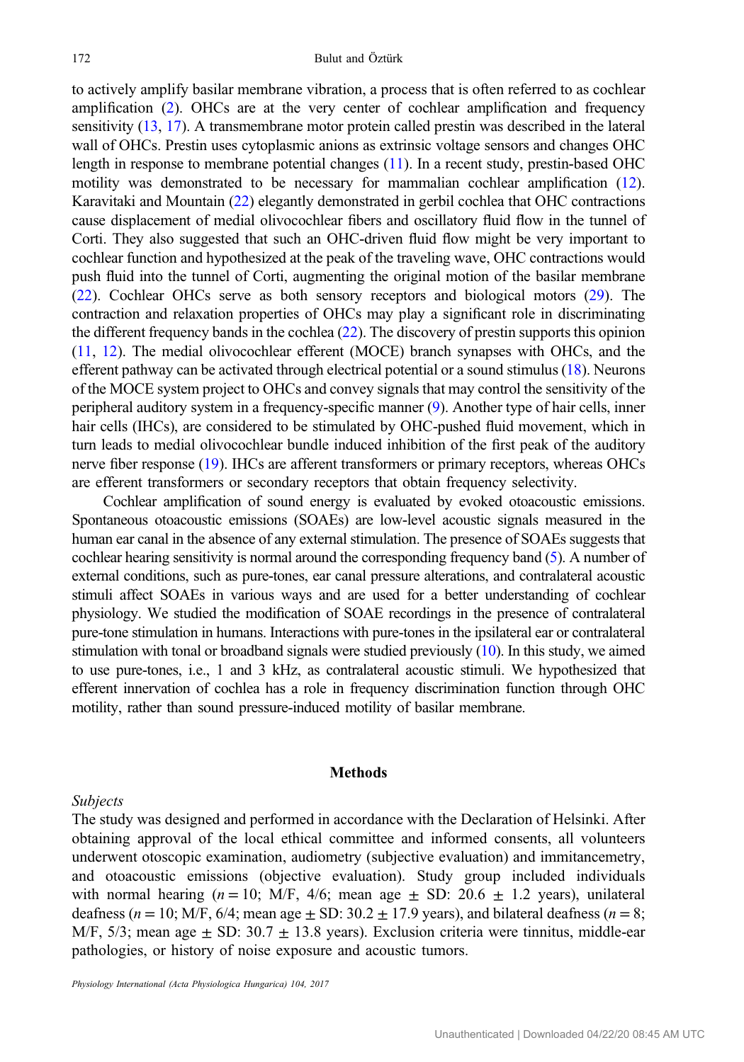to actively amplify basilar membrane vibration, a process that is often referred to as cochlear amplification (2). OHCs are at the very center of cochlear amplification and frequency sensitivity (13, 17). A transmembrane motor protein called prestin was described in the lateral wall of OHCs. Prestin uses cytoplasmic anions as extrinsic voltage sensors and changes OHC length in response to membrane potential changes (11). In a recent study, prestin-based OHC motility was demonstrated to be necessary for mammalian cochlear amplification (12). Karavitaki and Mountain (22) elegantly demonstrated in gerbil cochlea that OHC contractions cause displacement of medial olivocochlear fibers and oscillatory fluid flow in the tunnel of Corti. They also suggested that such an OHC-driven fluid flow might be very important to cochlear function and hypothesized at the peak of the traveling wave, OHC contractions would push fluid into the tunnel of Corti, augmenting the original motion of the basilar membrane (22). Cochlear OHCs serve as both sensory receptors and biological motors (29). The contraction and relaxation properties of OHCs may play a significant role in discriminating the different frequency bands in the cochlea (22). The discovery of prestin supports this opinion (11, 12). The medial olivocochlear efferent (MOCE) branch synapses with OHCs, and the efferent pathway can be activated through electrical potential or a sound stimulus (18). Neurons of the MOCE system project to OHCs and convey signals that may control the sensitivity of the peripheral auditory system in a frequency-specific manner (9). Another type of hair cells, inner hair cells (IHCs), are considered to be stimulated by OHC-pushed fluid movement, which in turn leads to medial olivocochlear bundle induced inhibition of the first peak of the auditory nerve fiber response (19). IHCs are afferent transformers or primary receptors, whereas OHCs are efferent transformers or secondary receptors that obtain frequency selectivity.

Cochlear amplification of sound energy is evaluated by evoked otoacoustic emissions. Spontaneous otoacoustic emissions (SOAEs) are low-level acoustic signals measured in the human ear canal in the absence of any external stimulation. The presence of SOAEs suggests that cochlear hearing sensitivity is normal around the corresponding frequency band (5). A number of external conditions, such as pure-tones, ear canal pressure alterations, and contralateral acoustic stimuli affect SOAEs in various ways and are used for a better understanding of cochlear physiology. We studied the modification of SOAE recordings in the presence of contralateral pure-tone stimulation in humans. Interactions with pure-tones in the ipsilateral ear or contralateral stimulation with tonal or broadband signals were studied previously (10). In this study, we aimed to use pure-tones, i.e., 1 and 3 kHz, as contralateral acoustic stimuli. We hypothesized that efferent innervation of cochlea has a role in frequency discrimination function through OHC motility, rather than sound pressure-induced motility of basilar membrane.

## Methods

### *Subjects*

The study was designed and performed in accordance with the Declaration of Helsinki. After obtaining approval of the local ethical committee and informed consents, all volunteers underwent otoscopic examination, audiometry (subjective evaluation) and immitancemetry, and otoacoustic emissions (objective evaluation). Study group included individuals with normal hearing ($n = 10$; M/F, 4/6; mean age ± SD: 20.6 ± 1.2 years), unilateral deafness ($n = 10$; M/F, 6/4; mean age ± SD: 30.2 ± 17.9 years), and bilateral deafness ($n = 8$; M/F, 5/3; mean age ± SD: 30.7 ± 13.8 years). Exclusion criteria were tinnitus, middle-ear pathologies, or history of noise exposure and acoustic tumors.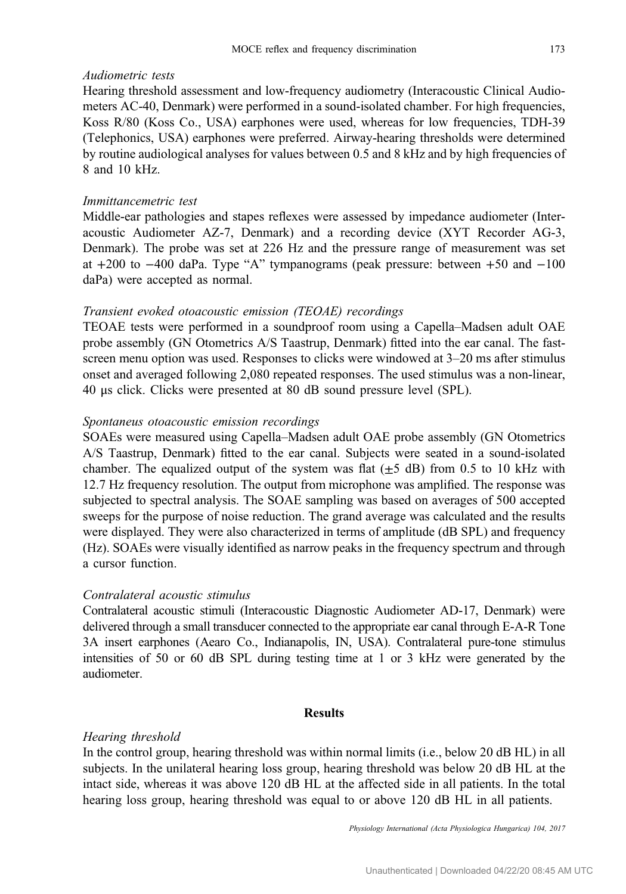*Audiometric tests*

Hearing threshold assessment and low-frequency audiometry (Interacoustic Clinical Audiometers AC-40, Denmark) were performed in a sound-isolated chamber. For high frequencies, Koss R/80 (Koss Co., USA) earphones were used, whereas for low frequencies, TDH-39 (Telephonics, USA) earphones were preferred. Airway-hearing thresholds were determined by routine audiological analyses for values between 0.5 and 8 kHz and by high frequencies of 8 and 10 kHz.

*Immittancemetric test*

Middle-ear pathologies and stapes reflexes were assessed by impedance audiometer (Interacoustic Audiometer AZ-7, Denmark) and a recording device (XYT Recorder AG-3, Denmark). The probe was set at 226 Hz and the pressure range of measurement was set at +200 to −400 daPa. Type "A" tympanograms (peak pressure: between +50 and −100 daPa) were accepted as normal.

*Transient evoked otoacoustic emission (TEOAE) recordings*

TEOAE tests were performed in a soundproof room using a Capella–Madsen adult OAE probe assembly (GN Otometrics A/S Taastrup, Denmark) fitted into the ear canal. The fast-screen menu option was used. Responses to clicks were windowed at 3–20 ms after stimulus onset and averaged following 2,080 repeated responses. The used stimulus was a non-linear, 40 μs click. Clicks were presented at 80 dB sound pressure level (SPL).

*Spontaneus otoacoustic emission recordings*

SOAEs were measured using Capella–Madsen adult OAE probe assembly (GN Otometrics A/S Taastrup, Denmark) fitted to the ear canal. Subjects were seated in a sound-isolated chamber. The equalized output of the system was flat (±5 dB) from 0.5 to 10 kHz with 12.7 Hz frequency resolution. The output from microphone was amplified. The response was subjected to spectral analysis. The SOAE sampling was based on averages of 500 accepted sweeps for the purpose of noise reduction. The grand average was calculated and the results were displayed. They were also characterized in terms of amplitude (dB SPL) and frequency (Hz). SOAEs were visually identified as narrow peaks in the frequency spectrum and through a cursor function.

*Contralateral acoustic stimulus*

Contralateral acoustic stimuli (Interacoustic Diagnostic Audiometer AD-17, Denmark) were delivered through a small transducer connected to the appropriate ear canal through E-A-R Tone 3A insert earphones (Aearo Co., Indianapolis, IN, USA). Contralateral pure-tone stimulus intensities of 50 or 60 dB SPL during testing time at 1 or 3 kHz were generated by the audiometer.

## Results

*Hearing threshold*

In the control group, hearing threshold was within normal limits (i.e., below 20 dB HL) in all subjects. In the unilateral hearing loss group, hearing threshold was below 20 dB HL at the intact side, whereas it was above 120 dB HL at the affected side in all patients. In the total hearing loss group, hearing threshold was equal to or above 120 dB HL in all patients.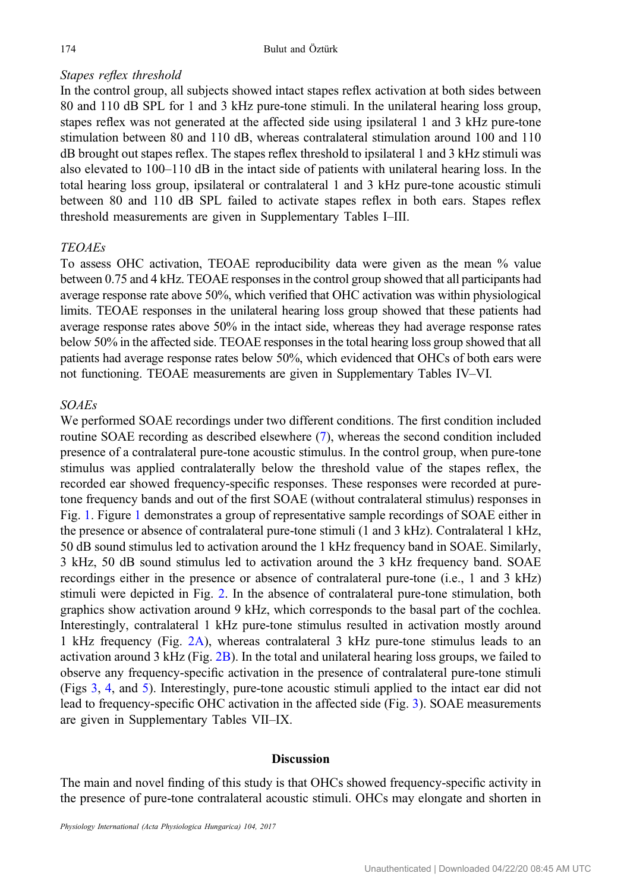*Stapes reflex threshold*

In the control group, all subjects showed intact stapes reflex activation at both sides between 80 and 110 dB SPL for 1 and 3 kHz pure-tone stimuli. In the unilateral hearing loss group, stapes reflex was not generated at the affected side using ipsilateral 1 and 3 kHz pure-tone stimulation between 80 and 110 dB, whereas contralateral stimulation around 100 and 110 dB brought out stapes reflex. The stapes reflex threshold to ipsilateral 1 and 3 kHz stimuli was also elevated to 100–110 dB in the intact side of patients with unilateral hearing loss. In the total hearing loss group, ipsilateral or contralateral 1 and 3 kHz pure-tone acoustic stimuli between 80 and 110 dB SPL failed to activate stapes reflex in both ears. Stapes reflex threshold measurements are given in Supplementary Tables I–III.

*TEOAEs*

To assess OHC activation, TEOAE reproducibility data were given as the mean % value between 0.75 and 4 kHz. TEOAE responses in the control group showed that all participants had average response rate above 50%, which verified that OHC activation was within physiological limits. TEOAE responses in the unilateral hearing loss group showed that these patients had average response rates above 50% in the intact side, whereas they had average response rates below 50% in the affected side. TEOAE responses in the total hearing loss group showed that all patients had average response rates below 50%, which evidenced that OHCs of both ears were not functioning. TEOAE measurements are given in Supplementary Tables IV–VI.

*SOAEs*

We performed SOAE recordings under two different conditions. The first condition included routine SOAE recording as described elsewhere (7), whereas the second condition included presence of a contralateral pure-tone acoustic stimulus. In the control group, when pure-tone stimulus was applied contralaterally below the threshold value of the stapes reflex, the recorded ear showed frequency-specific responses. These responses were recorded at pure-tone frequency bands and out of the first SOAE (without contralateral stimulus) responses in Fig. 1. Figure 1 demonstrates a group of representative sample recordings of SOAE either in the presence or absence of contralateral pure-tone stimuli (1 and 3 kHz). Contralateral 1 kHz, 50 dB sound stimulus led to activation around the 1 kHz frequency band in SOAE. Similarly, 3 kHz, 50 dB sound stimulus led to activation around the 3 kHz frequency band. SOAE recordings either in the presence or absence of contralateral pure-tone (i.e., 1 and 3 kHz) stimuli were depicted in Fig. 2. In the absence of contralateral pure-tone stimulation, both graphics show activation around 9 kHz, which corresponds to the basal part of the cochlea. Interestingly, contralateral 1 kHz pure-tone stimulus resulted in activation mostly around 1 kHz frequency (Fig. 2A), whereas contralateral 3 kHz pure-tone stimulus leads to an activation around 3 kHz (Fig. 2B). In the total and unilateral hearing loss groups, we failed to observe any frequency-specific activation in the presence of contralateral pure-tone stimuli (Figs 3, 4, and 5). Interestingly, pure-tone acoustic stimuli applied to the intact ear did not lead to frequency-specific OHC activation in the affected side (Fig. 3). SOAE measurements are given in Supplementary Tables VII–IX.

## Discussion

The main and novel finding of this study is that OHCs showed frequency-specific activity in the presence of pure-tone contralateral acoustic stimuli. OHCs may elongate and shorten in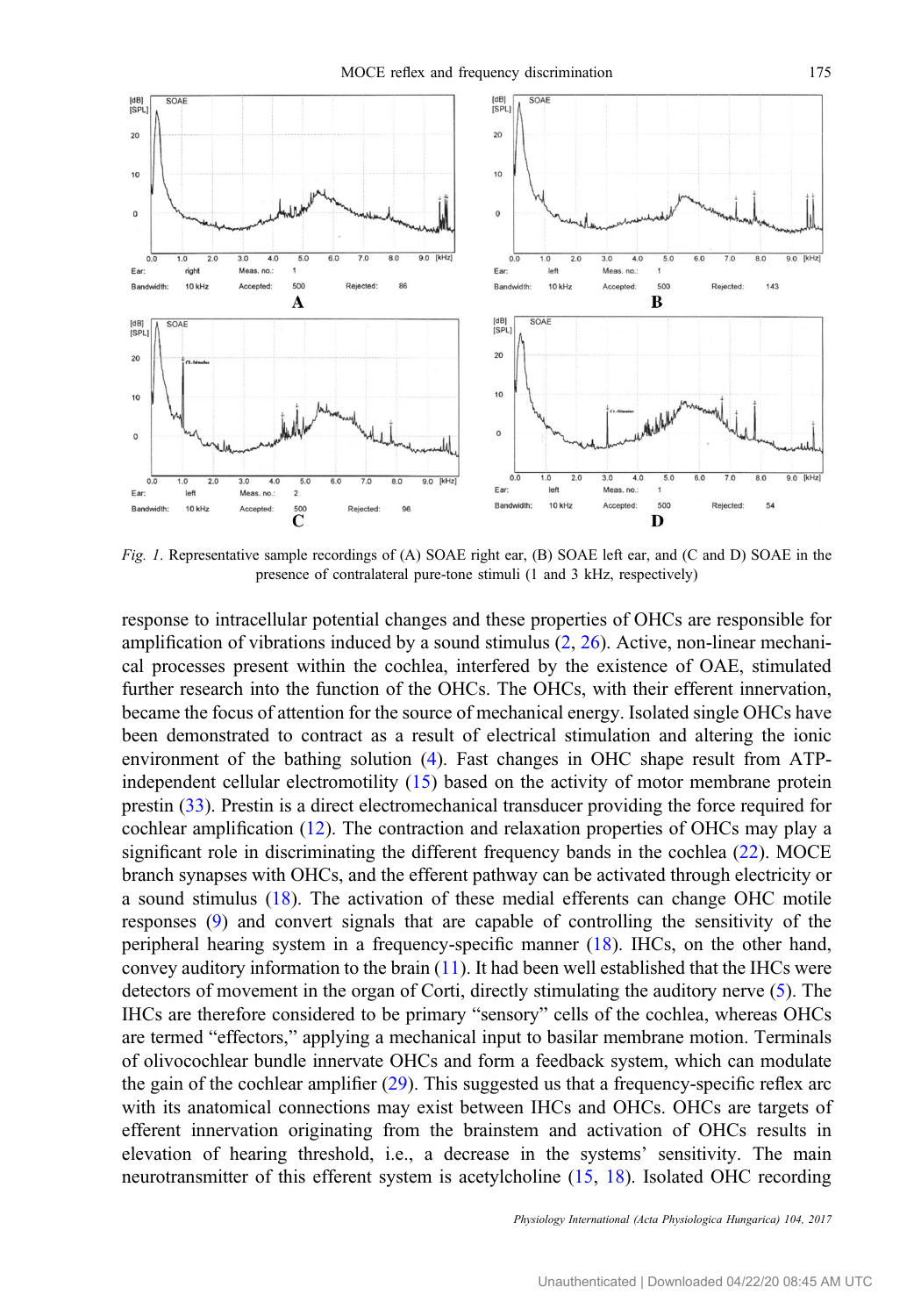*Fig. 1.* Representative sample recordings of (A) SOAE right ear, (B) SOAE left ear, and (C and D) SOAE in the presence of contralateral pure-tone stimuli (1 and 3 kHz, respectively)

response to intracellular potential changes and these properties of OHCs are responsible for amplification of vibrations induced by a sound stimulus (2, 26). Active, non-linear mechanical processes present within the cochlea, interfered by the existence of OAE, stimulated further research into the function of the OHCs. The OHCs, with their efferent innervation, became the focus of attention for the source of mechanical energy. Isolated single OHCs have been demonstrated to contract as a result of electrical stimulation and altering the ionic environment of the bathing solution (4). Fast changes in OHC shape result from ATP-independent cellular electromotility (15) based on the activity of motor membrane protein prestin (33). Prestin is a direct electromechanical transducer providing the force required for cochlear amplification (12). The contraction and relaxation properties of OHCs may play a significant role in discriminating the different frequency bands in the cochlea (22). MOCE branch synapses with OHCs, and the efferent pathway can be activated through electricity or a sound stimulus (18). The activation of these medial efferents can change OHC motile responses (9) and convert signals that are capable of controlling the sensitivity of the peripheral hearing system in a frequency-specific manner (18). IHCs, on the other hand, convey auditory information to the brain (11). It had been well established that the IHCs were detectors of movement in the organ of Corti, directly stimulating the auditory nerve (5). The IHCs are therefore considered to be primary "sensory" cells of the cochlea, whereas OHCs are termed "effectors," applying a mechanical input to basilar membrane motion. Terminals of olivocochlear bundle innervate OHCs and form a feedback system, which can modulate the gain of the cochlear amplifier (29). This suggested us that a frequency-specific reflex arc with its anatomical connections may exist between IHCs and OHCs. OHCs are targets of efferent innervation originating from the brainstem and activation of OHCs results in elevation of hearing threshold, i.e., a decrease in the systems' sensitivity. The main neurotransmitter of this efferent system is acetylcholine (15, 18). Isolated OHC recording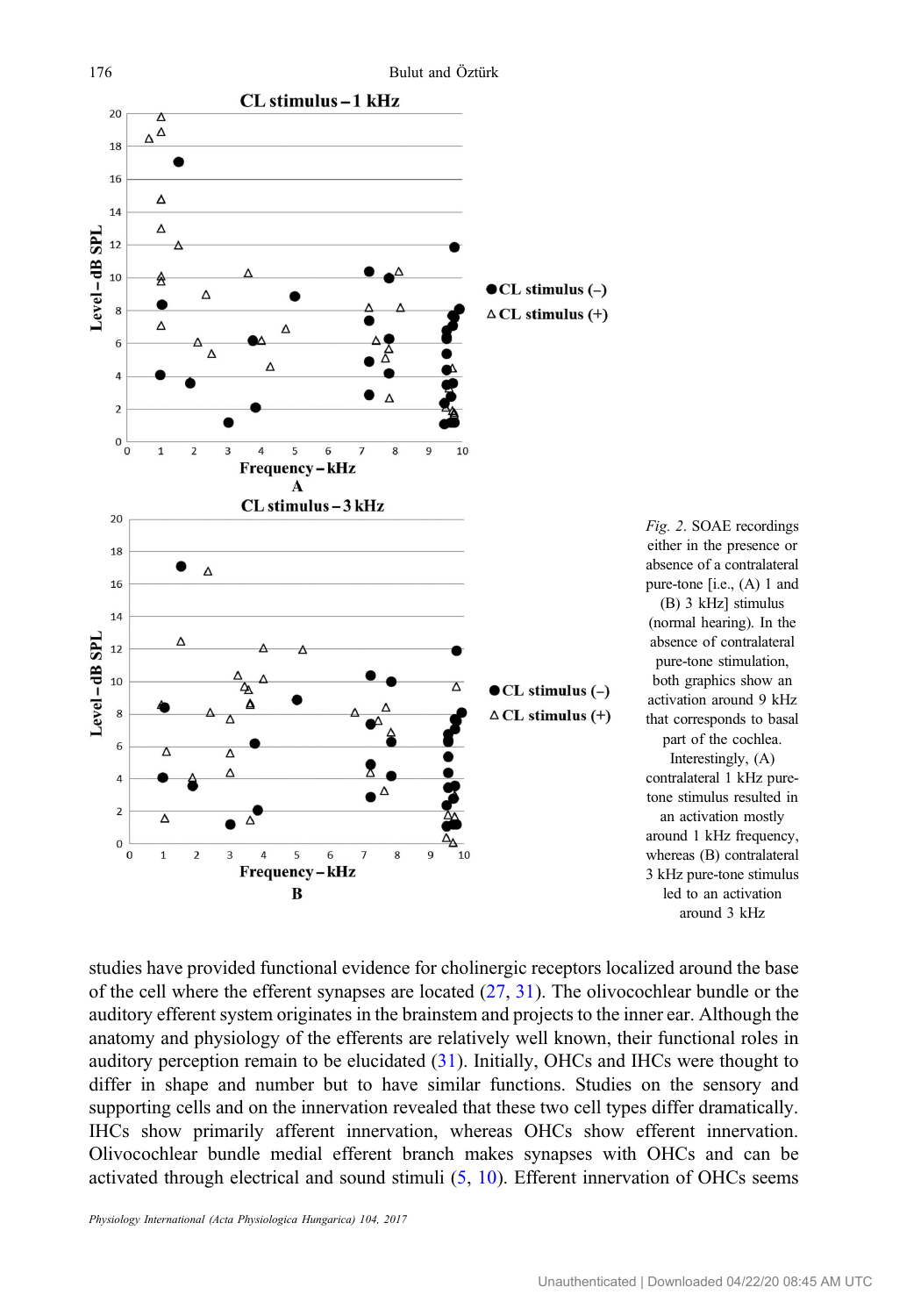Fig. 2. SOAE recordings either in the presence or absence of a contralateral pure-tone [i.e., (A) 1 and (B) 3 kHz] stimulus (normal hearing). In the absence of contralateral pure-tone stimulation, both graphics show an activation around 9 kHz that corresponds to basal part of the cochlea. Interestingly, (A) contralateral 1 kHz pure-tone stimulus resulted in an activation mostly around 1 kHz frequency, whereas (B) contralateral 3 kHz pure-tone stimulus led to an activation around 3 kHz

studies have provided functional evidence for cholinergic receptors localized around the base of the cell where the efferent synapses are located (27, 31). The olivocochlear bundle or the auditory efferent system originates in the brainstem and projects to the inner ear. Although the anatomy and physiology of the efferents are relatively well known, their functional roles in auditory perception remain to be elucidated (31). Initially, OHCs and IHCs were thought to differ in shape and number but to have similar functions. Studies on the sensory and supporting cells and on the innervation revealed that these two cell types differ dramatically. IHCs show primarily afferent innervation, whereas OHCs show efferent innervation. Olivocochlear bundle medial efferent branch makes synapses with OHCs and can be activated through electrical and sound stimuli (5, 10). Efferent innervation of OHCs seems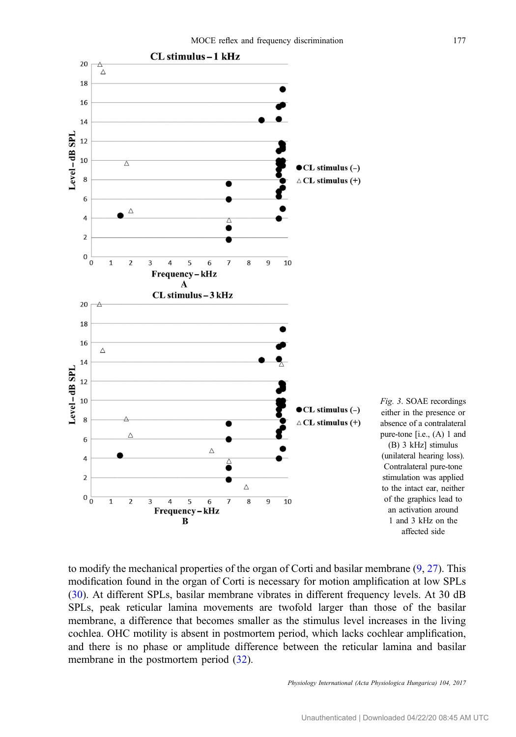Fig. 3. SOAE recordings either in the presence or absence of a contralateral pure-tone [i.e., (A) 1 and (B) 3 kHz] stimulus (unilateral hearing loss). Contralateral pure-tone stimulation was applied to the intact ear, neither of the graphics lead to an activation around 1 and 3 kHz on the affected side

to modify the mechanical properties of the organ of Corti and basilar membrane (9, 27). This modification found in the organ of Corti is necessary for motion amplification at low SPLs (30). At different SPLs, basilar membrane vibrates in different frequency levels. At 30 dB SPLs, peak reticular lamina movements are twofold larger than those of the basilar membrane, a difference that becomes smaller as the stimulus level increases in the living cochlea. OHC motility is absent in postmortem period, which lacks cochlear amplification, and there is no phase or amplitude difference between the reticular lamina and basilar membrane in the postmortem period (32).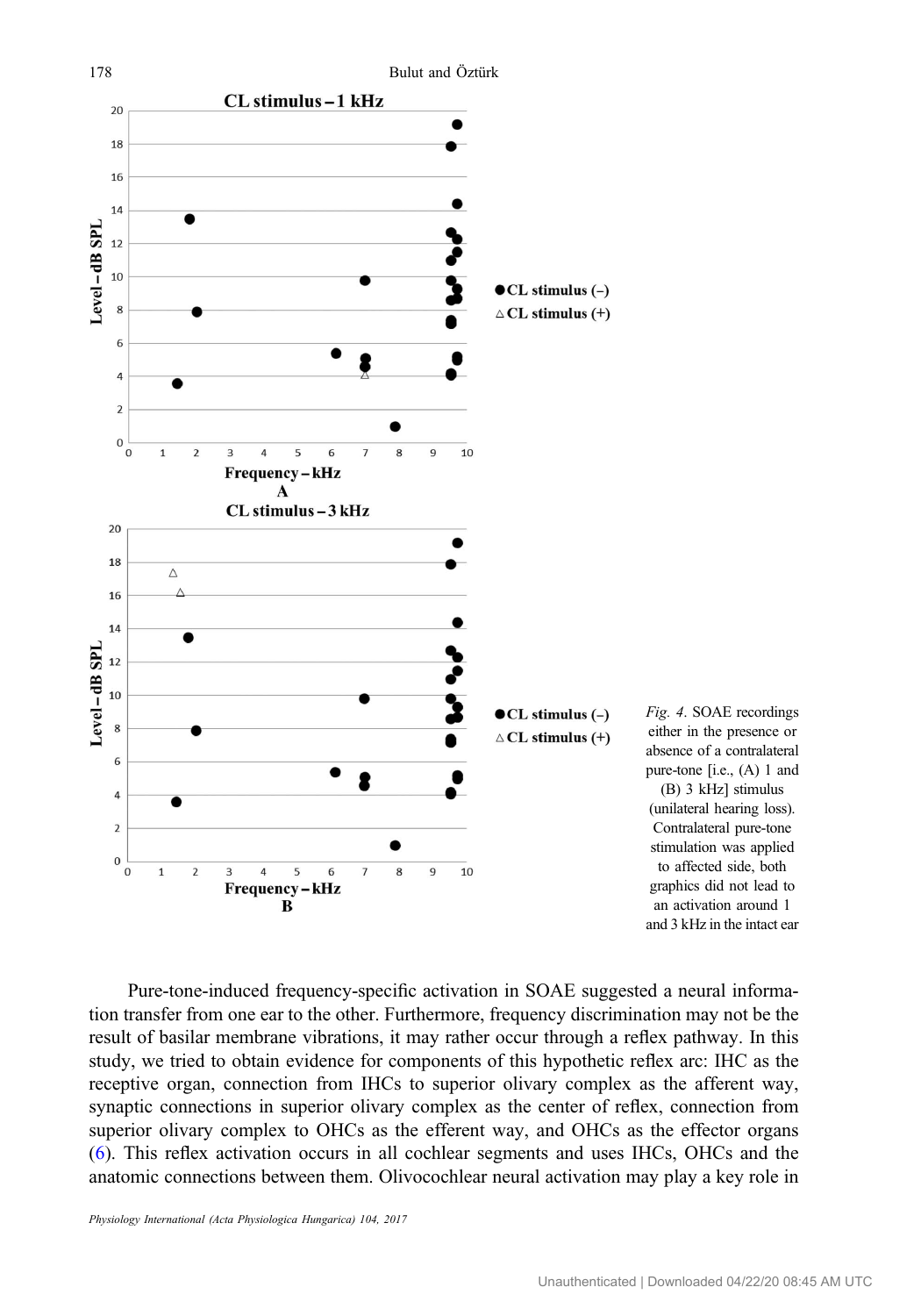Fig. 4. SOAE recordings either in the presence or absence of a contralateral pure-tone [i.e., (A) 1 and (B) 3 kHz] stimulus (unilateral hearing loss). Contralateral pure-tone stimulation was applied to affected side, both graphics did not lead to an activation around 1 and 3 kHz in the intact ear

Pure-tone-induced frequency-specific activation in SOAE suggested a neural information transfer from one ear to the other. Furthermore, frequency discrimination may not be the result of basilar membrane vibrations, it may rather occur through a reflex pathway. In this study, we tried to obtain evidence for components of this hypothetic reflex arc: IHC as the receptive organ, connection from IHCs to superior olivary complex as the afferent way, synaptic connections in superior olivary complex as the center of reflex, connection from superior olivary complex to OHCs as the efferent way, and OHCs as the effector organs (6). This reflex activation occurs in all cochlear segments and uses IHCs, OHCs and the anatomic connections between them. Olivocochlear neural activation may play a key role in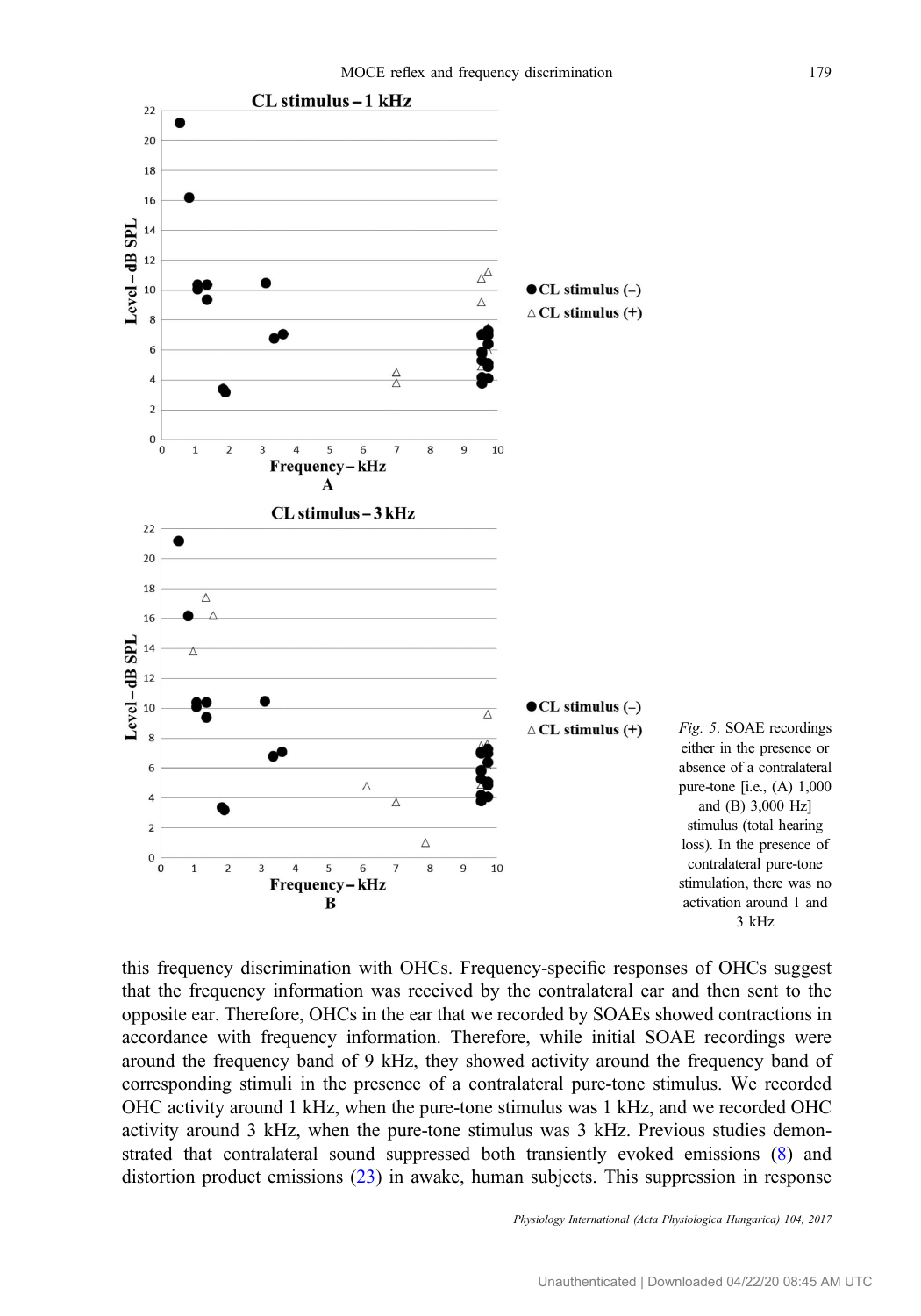Fig. 5. SOAE recordings either in the presence or absence of a contralateral pure-tone [i.e., (A) 1,000 and (B) 3,000 Hz] stimulus (total hearing loss). In the presence of contralateral pure-tone stimulation, there was no activation around 1 and 3 kHz

this frequency discrimination with OHCs. Frequency-specific responses of OHCs suggest that the frequency information was received by the contralateral ear and then sent to the opposite ear. Therefore, OHCs in the ear that we recorded by SOAEs showed contractions in accordance with frequency information. Therefore, while initial SOAE recordings were around the frequency band of 9 kHz, they showed activity around the frequency band of corresponding stimuli in the presence of a contralateral pure-tone stimulus. We recorded OHC activity around 1 kHz, when the pure-tone stimulus was 1 kHz, and we recorded OHC activity around 3 kHz, when the pure-tone stimulus was 3 kHz. Previous studies demonstrated that contralateral sound suppressed both transiently evoked emissions (8) and distortion product emissions (23) in awake, human subjects. This suppression in response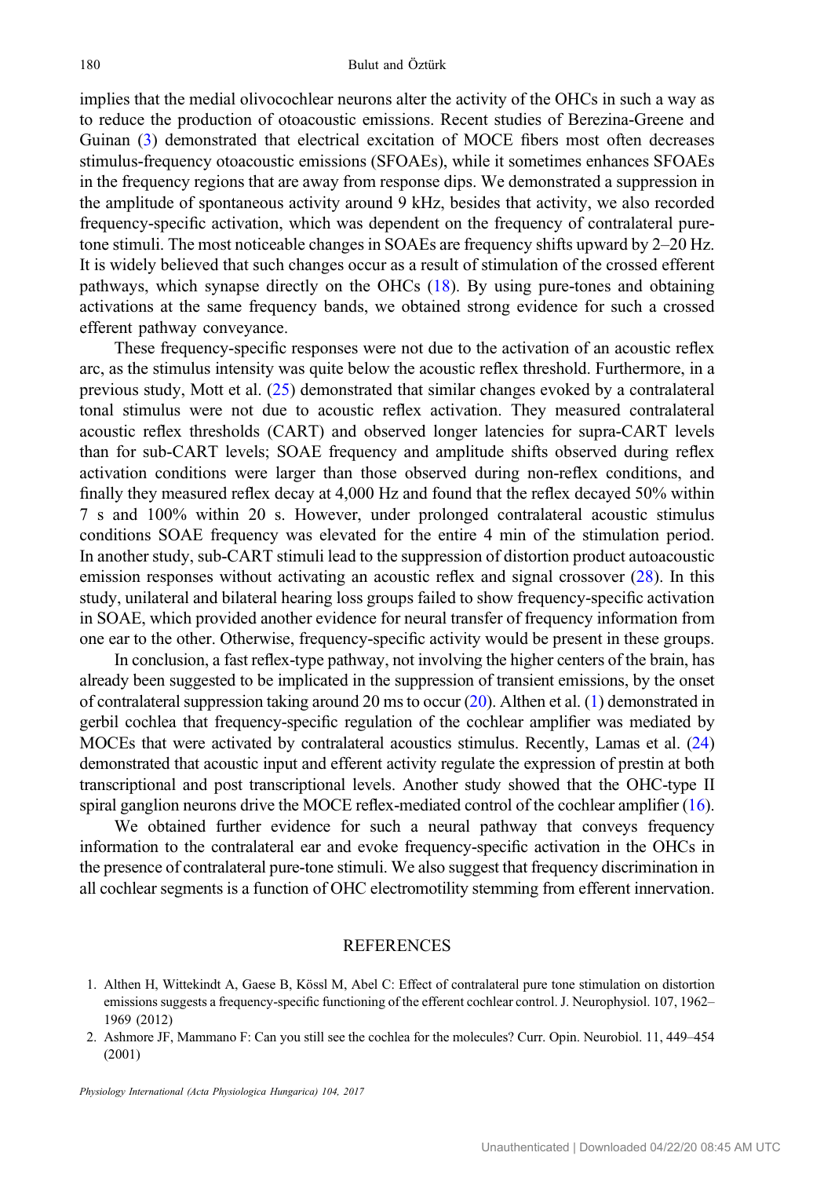implies that the medial olivocochlear neurons alter the activity of the OHCs in such a way as to reduce the production of otoacoustic emissions. Recent studies of Berezina-Greene and Guinan (3) demonstrated that electrical excitation of MOCE fibers most often decreases stimulus-frequency otoacoustic emissions (SFOAEs), while it sometimes enhances SFOAEs in the frequency regions that are away from response dips. We demonstrated a suppression in the amplitude of spontaneous activity around 9 kHz, besides that activity, we also recorded frequency-specific activation, which was dependent on the frequency of contralateral pure-tone stimuli. The most noticeable changes in SOAEs are frequency shifts upward by 2–20 Hz. It is widely believed that such changes occur as a result of stimulation of the crossed efferent pathways, which synapse directly on the OHCs (18). By using pure-tones and obtaining activations at the same frequency bands, we obtained strong evidence for such a crossed efferent pathway conveyance.

These frequency-specific responses were not due to the activation of an acoustic reflex arc, as the stimulus intensity was quite below the acoustic reflex threshold. Furthermore, in a previous study, Mott et al. (25) demonstrated that similar changes evoked by a contralateral tonal stimulus were not due to acoustic reflex activation. They measured contralateral acoustic reflex thresholds (CART) and observed longer latencies for supra-CART levels than for sub-CART levels; SOAE frequency and amplitude shifts observed during reflex activation conditions were larger than those observed during non-reflex conditions, and finally they measured reflex decay at 4,000 Hz and found that the reflex decayed 50% within 7 s and 100% within 20 s. However, under prolonged contralateral acoustic stimulus conditions SOAE frequency was elevated for the entire 4 min of the stimulation period. In another study, sub-CART stimuli lead to the suppression of distortion product autoacoustic emission responses without activating an acoustic reflex and signal crossover (28). In this study, unilateral and bilateral hearing loss groups failed to show frequency-specific activation in SOAE, which provided another evidence for neural transfer of frequency information from one ear to the other. Otherwise, frequency-specific activity would be present in these groups.

In conclusion, a fast reflex-type pathway, not involving the higher centers of the brain, has already been suggested to be implicated in the suppression of transient emissions, by the onset of contralateral suppression taking around 20 ms to occur (20). Althen et al. (1) demonstrated in gerbil cochlea that frequency-specific regulation of the cochlear amplifier was mediated by MOCEs that were activated by contralateral acoustics stimulus. Recently, Lamas et al. (24) demonstrated that acoustic input and efferent activity regulate the expression of prestin at both transcriptional and post transcriptional levels. Another study showed that the OHC-type II spiral ganglion neurons drive the MOCE reflex-mediated control of the cochlear amplifier (16).

We obtained further evidence for such a neural pathway that conveys frequency information to the contralateral ear and evoke frequency-specific activation in the OHCs in the presence of contralateral pure-tone stimuli. We also suggest that frequency discrimination in all cochlear segments is a function of OHC electromotility stemming from efferent innervation.

## REFERENCES

1. Althen H, Wittekindt A, Gaese B, Kössl M, Abel C: Effect of contralateral pure tone stimulation on distortion emissions suggests a frequency-specific functioning of the efferent cochlear control. J. Neurophysiol. 107, 1962–1969 (2012)
2. Ashmore JF, Mammano F: Can you still see the cochlea for the molecules? Curr. Opin. Neurobiol. 11, 449–454 (2001)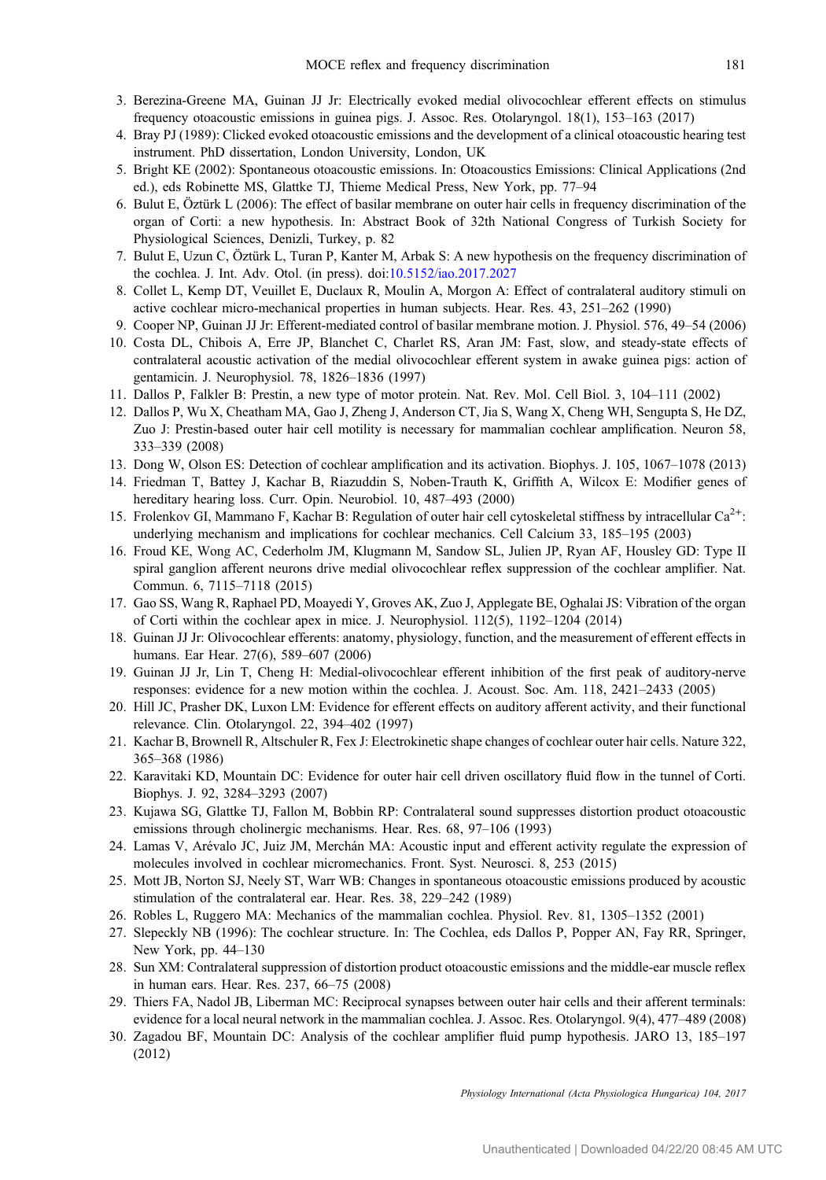3. Berezina-Greene MA, Guinan JJ Jr: Electrically evoked medial olivocochlear efferent effects on stimulus frequency otoacoustic emissions in guinea pigs. J. Assoc. Res. Otolaryngol. 18(1), 153–163 (2017)
4. Bray PJ (1989): Clicked evoked otoacoustic emissions and the development of a clinical otoacoustic hearing test instrument. PhD dissertation, London University, London, UK
5. Bright KE (2002): Spontaneous otoacoustic emissions. In: Otoacoustics Emissions: Clinical Applications (2nd ed.), eds Robinette MS, Glattke TJ, Thieme Medical Press, New York, pp. 77–94
6. Bulut E, Öztürk L (2006): The effect of basilar membrane on outer hair cells in frequency discrimination of the organ of Corti: a new hypothesis. In: Abstract Book of 32th National Congress of Turkish Society for Physiological Sciences, Denizli, Turkey, p. 82
7. Bulut E, Uzun C, Öztürk L, Turan P, Kanter M, Arbak S: A new hypothesis on the frequency discrimination of the cochlea. J. Int. Adv. Otol. (in press). doi:10.5152/iao.2017.2027
8. Collet L, Kemp DT, Veuillet E, Duclaux R, Moulin A, Morgon A: Effect of contralateral auditory stimuli on active cochlear micro-mechanical properties in human subjects. Hear. Res. 43, 251–262 (1990)
9. Cooper NP, Guinan JJ Jr: Efferent-mediated control of basilar membrane motion. J. Physiol. 576, 49–54 (2006)
10. Costa DL, Chibois A, Erre JP, Blanchet C, Charlet RS, Aran JM: Fast, slow, and steady-state effects of contralateral acoustic activation of the medial olivocochlear efferent system in awake guinea pigs: action of gentamicin. J. Neurophysiol. 78, 1826–1836 (1997)
11. Dallos P, Falkler B: Prestin, a new type of motor protein. Nat. Rev. Mol. Cell Biol. 3, 104–111 (2002)
12. Dallos P, Wu X, Cheatham MA, Gao J, Zheng J, Anderson CT, Jia S, Wang X, Cheng WH, Sengupta S, He DZ, Zuo J: Prestin-based outer hair cell motility is necessary for mammalian cochlear amplification. Neuron 58, 333–339 (2008)
13. Dong W, Olson ES: Detection of cochlear amplification and its activation. Biophys. J. 105, 1067–1078 (2013)
14. Friedman T, Battey J, Kachar B, Riazuddin S, Noben-Trauth K, Griffith A, Wilcox E: Modifier genes of hereditary hearing loss. Curr. Opin. Neurobiol. 10, 487–493 (2000)
15. Frolenkov GI, Mammano F, Kachar B: Regulation of outer hair cell cytoskeletal stiffness by intracellular $Ca^{2+}$: underlying mechanism and implications for cochlear mechanics. Cell Calcium 33, 185–195 (2003)
16. Froud KE, Wong AC, Cederholm JM, Klugmann M, Sandow SL, Julien JP, Ryan AF, Housley GD: Type II spiral ganglion afferent neurons drive medial olivocochlear reflex suppression of the cochlear amplifier. Nat. Commun. 6, 7115–7118 (2015)
17. Gao SS, Wang R, Raphael PD, Moayedi Y, Groves AK, Zuo J, Applegate BE, Oghalai JS: Vibration of the organ of Corti within the cochlear apex in mice. J. Neurophysiol. 112(5), 1192–1204 (2014)
18. Guinan JJ Jr: Olivocochlear efferents: anatomy, physiology, function, and the measurement of efferent effects in humans. Ear Hear. 27(6), 589–607 (2006)
19. Guinan JJ Jr, Lin T, Cheng H: Medial-olivocochlear efferent inhibition of the first peak of auditory-nerve responses: evidence for a new motion within the cochlea. J. Acoust. Soc. Am. 118, 2421–2433 (2005)
20. Hill JC, Prasher DK, Luxon LM: Evidence for efferent effects on auditory afferent activity, and their functional relevance. Clin. Otolaryngol. 22, 394–402 (1997)
21. Kachar B, Brownell R, Altschuler R, Fex J: Electrokinetic shape changes of cochlear outer hair cells. Nature 322, 365–368 (1986)
22. Karavitaki KD, Mountain DC: Evidence for outer hair cell driven oscillatory fluid flow in the tunnel of Corti. Biophys. J. 92, 3284–3293 (2007)
23. Kujawa SG, Glattke TJ, Fallon M, Bobbin RP: Contralateral sound suppresses distortion product otoacoustic emissions through cholinergic mechanisms. Hear. Res. 68, 97–106 (1993)
24. Lamas V, Arévalo JC, Juiz JM, Merchán MA: Acoustic input and efferent activity regulate the expression of molecules involved in cochlear micromechanics. Front. Syst. Neurosci. 8, 253 (2015)
25. Mott JB, Norton SJ, Neely ST, Warr WB: Changes in spontaneous otoacoustic emissions produced by acoustic stimulation of the contralateral ear. Hear. Res. 38, 229–242 (1989)
26. Robles L, Ruggero MA: Mechanics of the mammalian cochlea. Physiol. Rev. 81, 1305–1352 (2001)
27. Slepeckly NB (1996): The cochlear structure. In: The Cochlea, eds Dallos P, Popper AN, Fay RR, Springer, New York, pp. 44–130
28. Sun XM: Contralateral suppression of distortion product otoacoustic emissions and the middle-ear muscle reflex in human ears. Hear. Res. 237, 66–75 (2008)
29. Thiers FA, Nadol JB, Liberman MC: Reciprocal synapses between outer hair cells and their afferent terminals: evidence for a local neural network in the mammalian cochlea. J. Assoc. Res. Otolaryngol. 9(4), 477–489 (2008)
30. Zagadou BF, Mountain DC: Analysis of the cochlear amplifier fluid pump hypothesis. JARO 13, 185–197 (2012)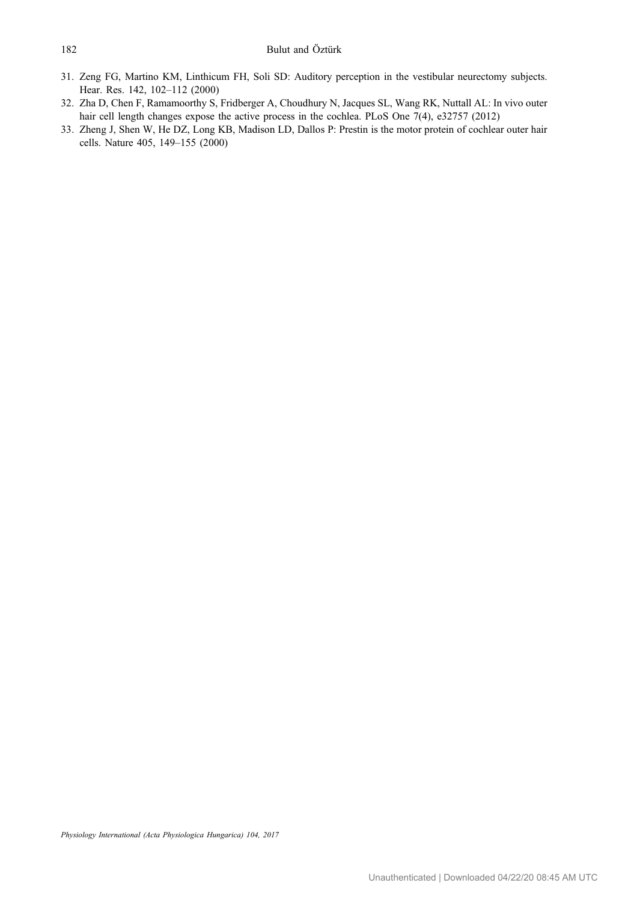31. Zeng FG, Martino KM, Linthicum FH, Soli SD: Auditory perception in the vestibular neurectomy subjects. Hear. Res. 142, 102–112 (2000)
32. Zha D, Chen F, Ramamoorthy S, Fridberger A, Choudhury N, Jacques SL, Wang RK, Nuttall AL: In vivo outer hair cell length changes expose the active process in the cochlea. PLoS One 7(4), e32757 (2012)
33. Zheng J, Shen W, He DZ, Long KB, Madison LD, Dallos P: Prestin is the motor protein of cochlear outer hair cells. Nature 405, 149–155 (2000)